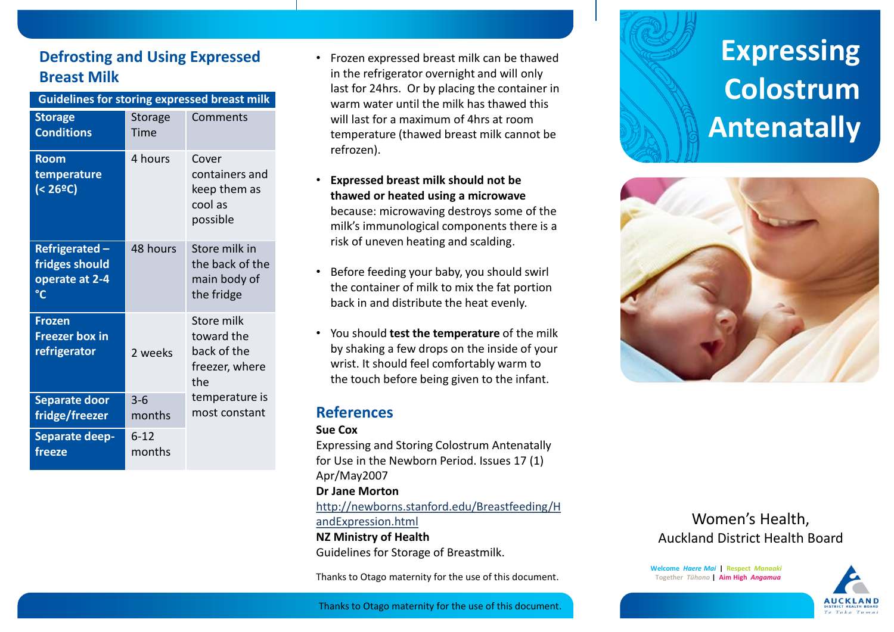## Defrosting and Using Expressed Breast Milk

| Guidelines for storing expressed breast milk | | |
|---|---|---|
| **Storage Conditions** | Storage Time | Comments |
| **Room temperature (< 26ºC)** | 4 hours | Cover containers and keep them as cool as possible |
| **Refrigerated – fridges should operate at 2-4 °C** | 48 hours | Store milk in the back of the main body of the fridge |
| **Frozen Freezer box in refrigerator** | 2 weeks | Store milk toward the back of the freezer, where the temperature is most constant |
| **Separate door fridge/freezer** | 3-6 months | |
| **Separate deep-freeze** | 6-12 months | |

- Frozen expressed breast milk can be thawed in the refrigerator overnight and will only last for 24hrs. Or by placing the container in warm water until the milk has thawed this will last for a maximum of 4hrs at room temperature (thawed breast milk cannot be refrozen).
- **Expressed breast milk should not be thawed or heated using a microwave** because: microwaving destroys some of the milk's immunological components there is a risk of uneven heating and scalding.
- Before feeding your baby, you should swirl the container of milk to mix the fat portion back in and distribute the heat evenly.
- You should **test the temperature** of the milk by shaking a few drops on the inside of your wrist. It should feel comfortably warm to the touch before being given to the infant.

## References

**Sue Cox**
Expressing and Storing Colostrum Antenatally for Use in the Newborn Period. Issues 17 (1) Apr/May2007

**Dr Jane Morton**
http://newborns.stanford.edu/Breastfeeding/HandExpression.html

**NZ Ministry of Health**
Guidelines for Storage of Breastmilk.

Thanks to Otago maternity for the use of this document.

# Expressing Colostrum Antenatally

Women's Health,
Auckland District Health Board

Welcome *Haere Mai* | Respect *Manaaki*
Together *Tūhono* | Aim High *Angamua*

AUCKLAND DISTRICT HEALTH BOARD
Te Toka Tumai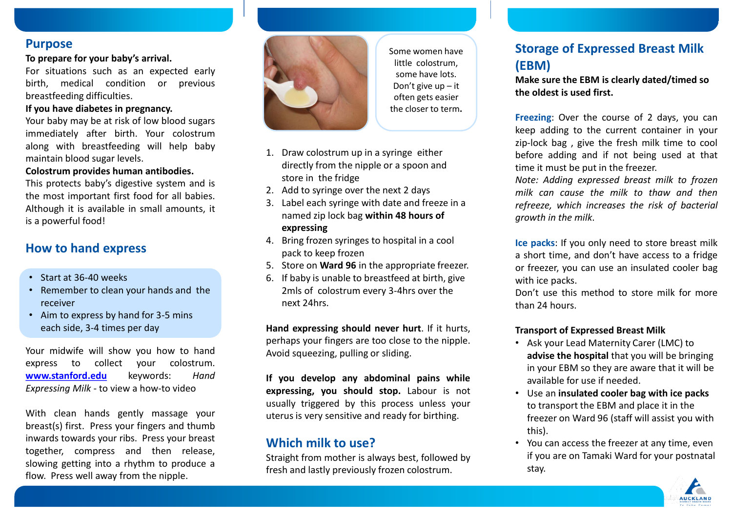## Purpose

**To prepare for your baby's arrival.**

For situations such as an expected early birth, medical condition or previous breastfeeding difficulties.

**If you have diabetes in pregnancy.**

Your baby may be at risk of low blood sugars immediately after birth. Your colostrum along with breastfeeding will help baby maintain blood sugar levels.

**Colostrum provides human antibodies.**

This protects baby's digestive system and is the most important first food for all babies. Although it is available in small amounts, it is a powerful food!

## How to hand express

- Start at 36-40 weeks
- Remember to clean your hands and the receiver
- Aim to express by hand for 3-5 mins each side, 3-4 times per day

Your midwife will show you how to hand express to collect your colostrum. www.stanford.edu keywords: *Hand Expressing Milk* - to view a how-to video

With clean hands gently massage your breast(s) first. Press your fingers and thumb inwards towards your ribs. Press your breast together, compress and then release, slowing getting into a rhythm to produce a flow. Press well away from the nipple.

Some women have little colostrum, some have lots. Don't give up – it often gets easier the closer to term.

1. Draw colostrum up in a syringe either directly from the nipple or a spoon and store in the fridge
2. Add to syringe over the next 2 days
3. Label each syringe with date and freeze in a named zip lock bag **within 48 hours of expressing**
4. Bring frozen syringes to hospital in a cool pack to keep frozen
5. Store on **Ward 96** in the appropriate freezer.
6. If baby is unable to breastfeed at birth, give 2mls of colostrum every 3-4hrs over the next 24hrs.

**Hand expressing should never hurt**. If it hurts, perhaps your fingers are too close to the nipple. Avoid squeezing, pulling or sliding.

**If you develop any abdominal pains while expressing, you should stop.** Labour is not usually triggered by this process unless your uterus is very sensitive and ready for birthing.

## Which milk to use?

Straight from mother is always best, followed by fresh and lastly previously frozen colostrum.

## Storage of Expressed Breast Milk (EBM)

**Make sure the EBM is clearly dated/timed so the oldest is used first.**

**Freezing**: Over the course of 2 days, you can keep adding to the current container in your zip-lock bag , give the fresh milk time to cool before adding and if not being used at that time it must be put in the freezer.

*Note: Adding expressed breast milk to frozen milk can cause the milk to thaw and then refreeze, which increases the risk of bacterial growth in the milk.*

**Ice packs**: If you only need to store breast milk a short time, and don't have access to a fridge or freezer, you can use an insulated cooler bag with ice packs.

Don't use this method to store milk for more than 24 hours.

**Transport of Expressed Breast Milk**

- Ask your Lead Maternity Carer (LMC) to **advise the hospital** that you will be bringing in your EBM so they are aware that it will be available for use if needed.
- Use an **insulated cooler bag with ice packs** to transport the EBM and place it in the freezer on Ward 96 (staff will assist you with this).
- You can access the freezer at any time, even if you are on Tamaki Ward for your postnatal stay.